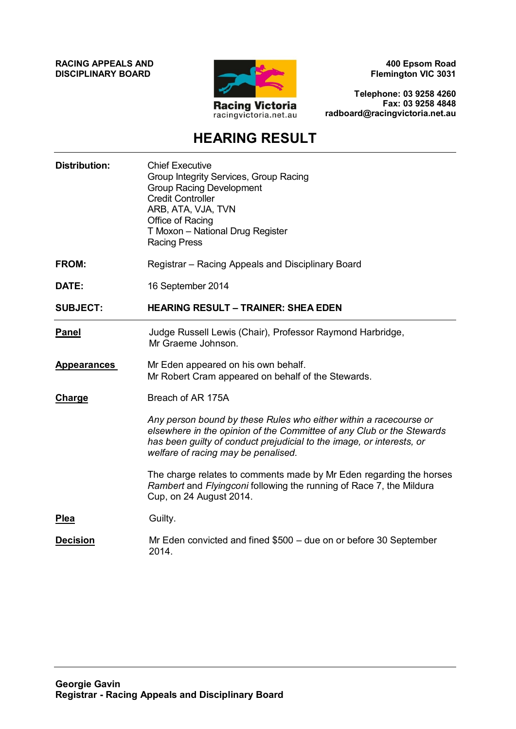**RACING APPEALS AND DISCIPLINARY BOARD**

Racing Victoria
racingvictoria.net.au

**400 Epsom Road**
**Flemington VIC 3031**

**Telephone: 03 9258 4260**
**Fax: 03 9258 4848**
**radboard@racingvictoria.net.au**

# HEARING RESULT

**Distribution:** Chief Executive
Group Integrity Services, Group Racing
Group Racing Development
Credit Controller
ARB, ATA, VJA, TVN
Office of Racing
T Moxon – National Drug Register
Racing Press

**FROM:** Registrar – Racing Appeals and Disciplinary Board

**DATE:** 16 September 2014

**SUBJECT:** **HEARING RESULT – TRAINER: SHEA EDEN**

---

**Panel**

Judge Russell Lewis (Chair), Professor Raymond Harbridge, Mr Graeme Johnson.

**Appearances**

Mr Eden appeared on his own behalf.
Mr Robert Cram appeared on behalf of the Stewards.

**Charge**

Breach of AR 175A

*Any person bound by these Rules who either within a racecourse or elsewhere in the opinion of the Committee of any Club or the Stewards has been guilty of conduct prejudicial to the image, or interests, or welfare of racing may be penalised.*

The charge relates to comments made by Mr Eden regarding the horses *Rambert* and *Flyingconi* following the running of Race 7, the Mildura Cup, on 24 August 2014.

**Plea**

Guilty.

**Decision**

Mr Eden convicted and fined $500 – due on or before 30 September 2014.

---

**Georgie Gavin**
**Registrar - Racing Appeals and Disciplinary Board**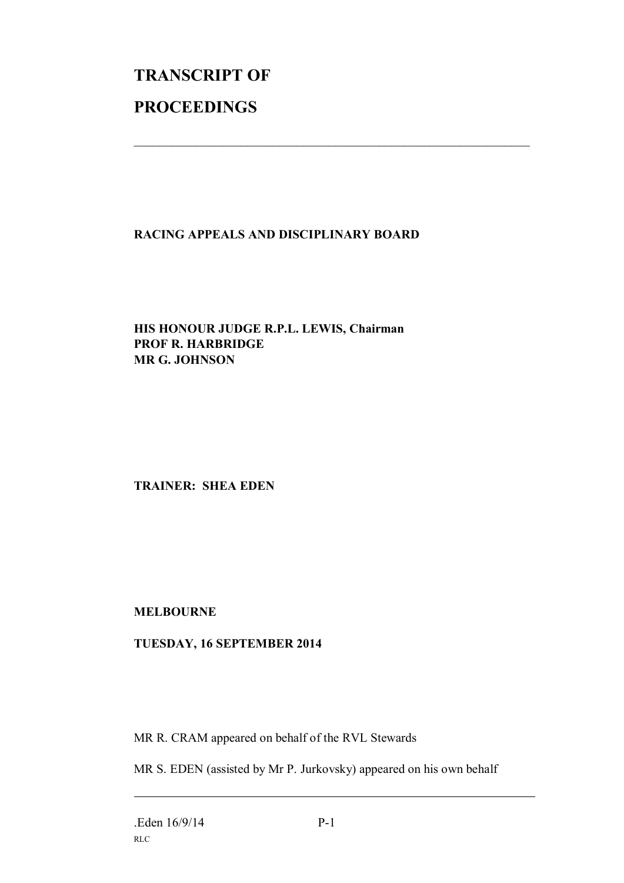# TRANSCRIPT OF

# PROCEEDINGS

---

**RACING APPEALS AND DISCIPLINARY BOARD**

**HIS HONOUR JUDGE R.P.L. LEWIS, Chairman**
**PROF R. HARBRIDGE**
**MR G. JOHNSON**

**TRAINER: SHEA EDEN**

**MELBOURNE**

**TUESDAY, 16 SEPTEMBER 2014**

MR R. CRAM appeared on behalf of the RVL Stewards

MR S. EDEN (assisted by Mr P. Jurkovsky) appeared on his own behalf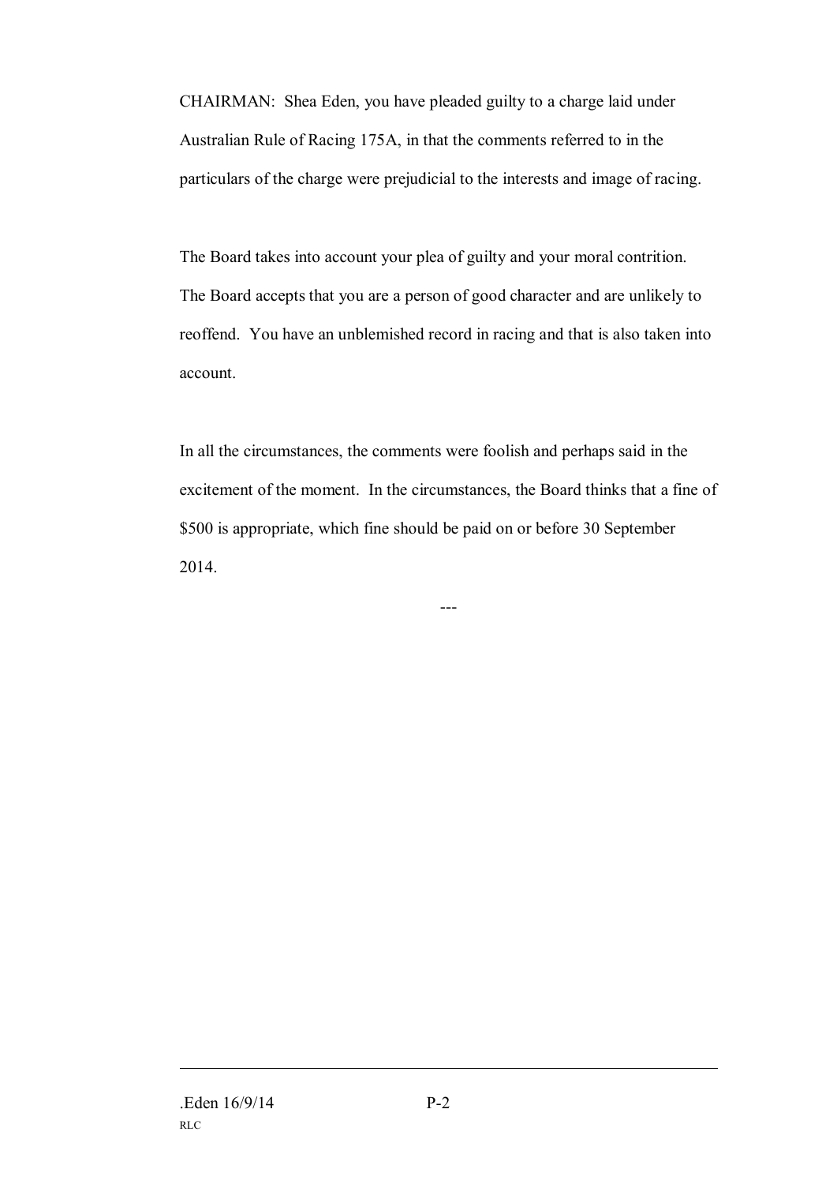CHAIRMAN: Shea Eden, you have pleaded guilty to a charge laid under Australian Rule of Racing 175A, in that the comments referred to in the particulars of the charge were prejudicial to the interests and image of racing.

The Board takes into account your plea of guilty and your moral contrition. The Board accepts that you are a person of good character and are unlikely to reoffend. You have an unblemished record in racing and that is also taken into account.

In all the circumstances, the comments were foolish and perhaps said in the excitement of the moment. In the circumstances, the Board thinks that a fine of $500 is appropriate, which fine should be paid on or before 30 September 2014.

---